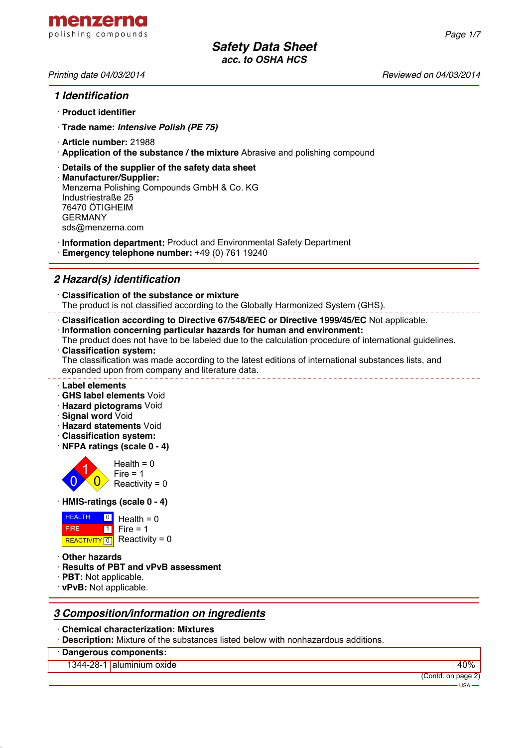menzerna
polishing compounds

# Safety Data Sheet
**acc. to OSHA HCS**

*Printing date 04/03/2014* *Reviewed on 04/03/2014*

## 1 Identification

· **Product identifier**

· **Trade name:** ***Intensive Polish (PE 75)***

· **Article number:** 21988
· **Application of the substance / the mixture** Abrasive and polishing compound

· **Details of the supplier of the safety data sheet**
· **Manufacturer/Supplier:**
Menzerna Polishing Compounds GmbH & Co. KG
Industriestraße 25
76470 ÖTIGHEIM
GERMANY
sds@menzerna.com

· **Information department:** Product and Environmental Safety Department
· **Emergency telephone number:** +49 (0) 761 19240

## 2 Hazard(s) identification

· **Classification of the substance or mixture**
The product is not classified according to the Globally Harmonized System (GHS).

· **Classification according to Directive 67/548/EEC or Directive 1999/45/EC** Not applicable.
· **Information concerning particular hazards for human and environment:**
The product does not have to be labeled due to the calculation procedure of international guidelines.
· **Classification system:**
The classification was made according to the latest editions of international substances lists, and expanded upon from company and literature data.

· **Label elements**
· **GHS label elements** Void
· **Hazard pictograms** Void
· **Signal word** Void
· **Hazard statements** Void
· **Classification system:**
· **NFPA ratings (scale 0 - 4)**

Health = 0
Fire = 1
Reactivity = 0

· **HMIS-ratings (scale 0 - 4)**

| | | |
|---|---|---|
| HEALTH | 0 | Health = 0 |
| FIRE | 1 | Fire = 1 |
| REACTIVITY | 0 | Reactivity = 0 |

· **Other hazards**
· **Results of PBT and vPvB assessment**
· **PBT:** Not applicable.
· **vPvB:** Not applicable.

## 3 Composition/information on ingredients

· **Chemical characterization: Mixtures**
· **Description:** Mixture of the substances listed below with nonhazardous additions.

| · **Dangerous components:** | | |
|---|---|---|
| 1344-28-1 | aluminium oxide | 40% |

(Contd. on page 2)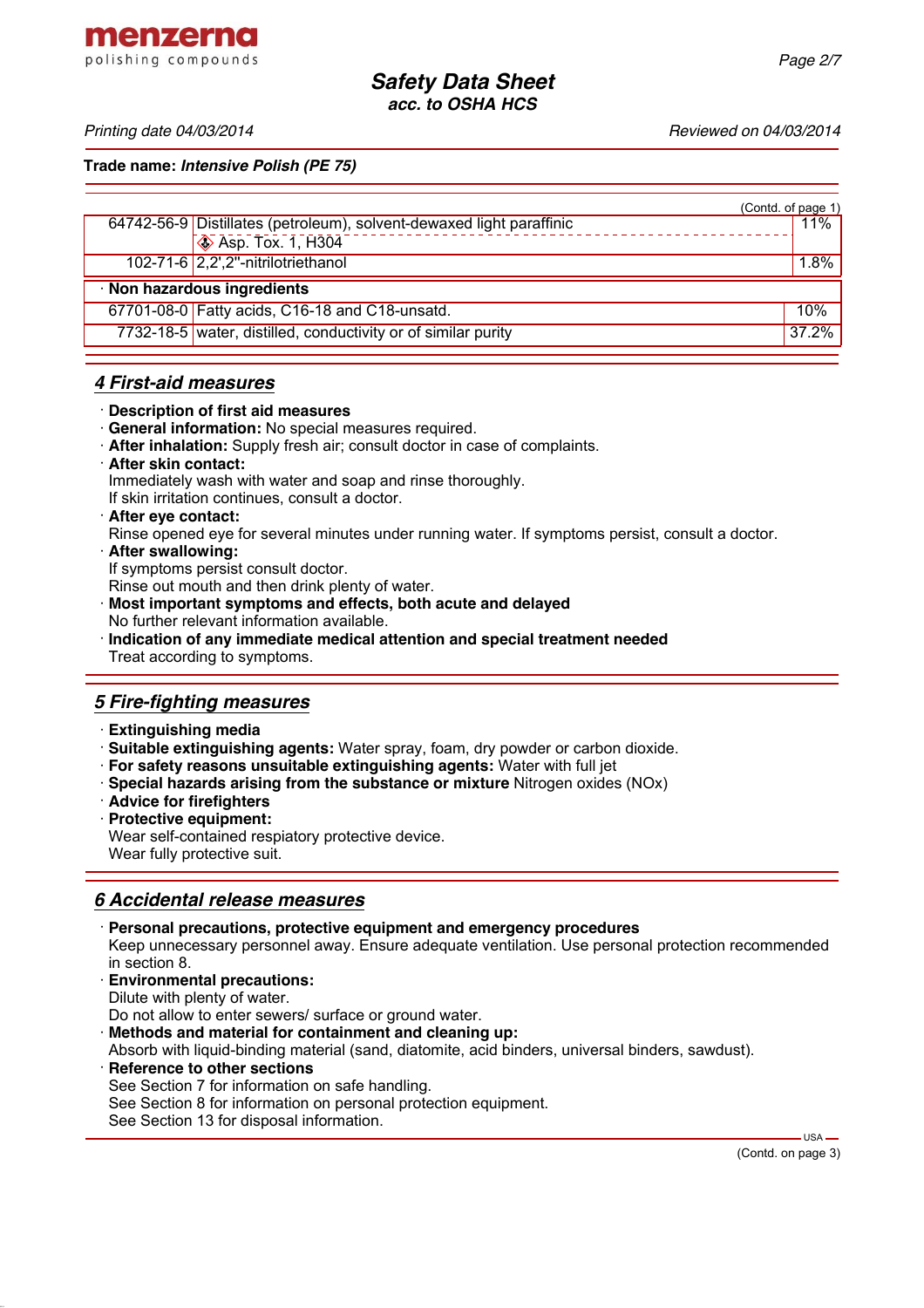**Trade name:** ***Intensive Polish (PE 75)***

(Contd. of page 1)

| | | |
|---|---|---|
| 64742-56-9 | Distillates (petroleum), solvent-dewaxed light paraffinic<br>Asp. Tox. 1, H304 | 11% |
| 102-71-6 | 2,2',2''-nitrilotriethanol | 1.8% |
| **· Non hazardous ingredients** | | |
| 67701-08-0 | Fatty acids, C16-18 and C18-unsatd. | 10% |
| 7732-18-5 | water, distilled, conductivity or of similar purity | 37.2% |

## *4 First-aid measures*

· **Description of first aid measures**
· **General information:** No special measures required.
· **After inhalation:** Supply fresh air; consult doctor in case of complaints.
· **After skin contact:**
Immediately wash with water and soap and rinse thoroughly.
If skin irritation continues, consult a doctor.
· **After eye contact:**
Rinse opened eye for several minutes under running water. If symptoms persist, consult a doctor.
· **After swallowing:**
If symptoms persist consult doctor.
Rinse out mouth and then drink plenty of water.
· **Most important symptoms and effects, both acute and delayed**
No further relevant information available.
· **Indication of any immediate medical attention and special treatment needed**
Treat according to symptoms.

## *5 Fire-fighting measures*

· **Extinguishing media**
· **Suitable extinguishing agents:** Water spray, foam, dry powder or carbon dioxide.
· **For safety reasons unsuitable extinguishing agents:** Water with full jet
· **Special hazards arising from the substance or mixture** Nitrogen oxides (NOx)
· **Advice for firefighters**
· **Protective equipment:**
Wear self-contained respiatory protective device.
Wear fully protective suit.

## *6 Accidental release measures*

· **Personal precautions, protective equipment and emergency procedures**
Keep unnecessary personnel away. Ensure adequate ventilation. Use personal protection recommended in section 8.
· **Environmental precautions:**
Dilute with plenty of water.
Do not allow to enter sewers/ surface or ground water.
· **Methods and material for containment and cleaning up:**
Absorb with liquid-binding material (sand, diatomite, acid binders, universal binders, sawdust).
· **Reference to other sections**
See Section 7 for information on safe handling.
See Section 8 for information on personal protection equipment.
See Section 13 for disposal information.

(Contd. on page 3)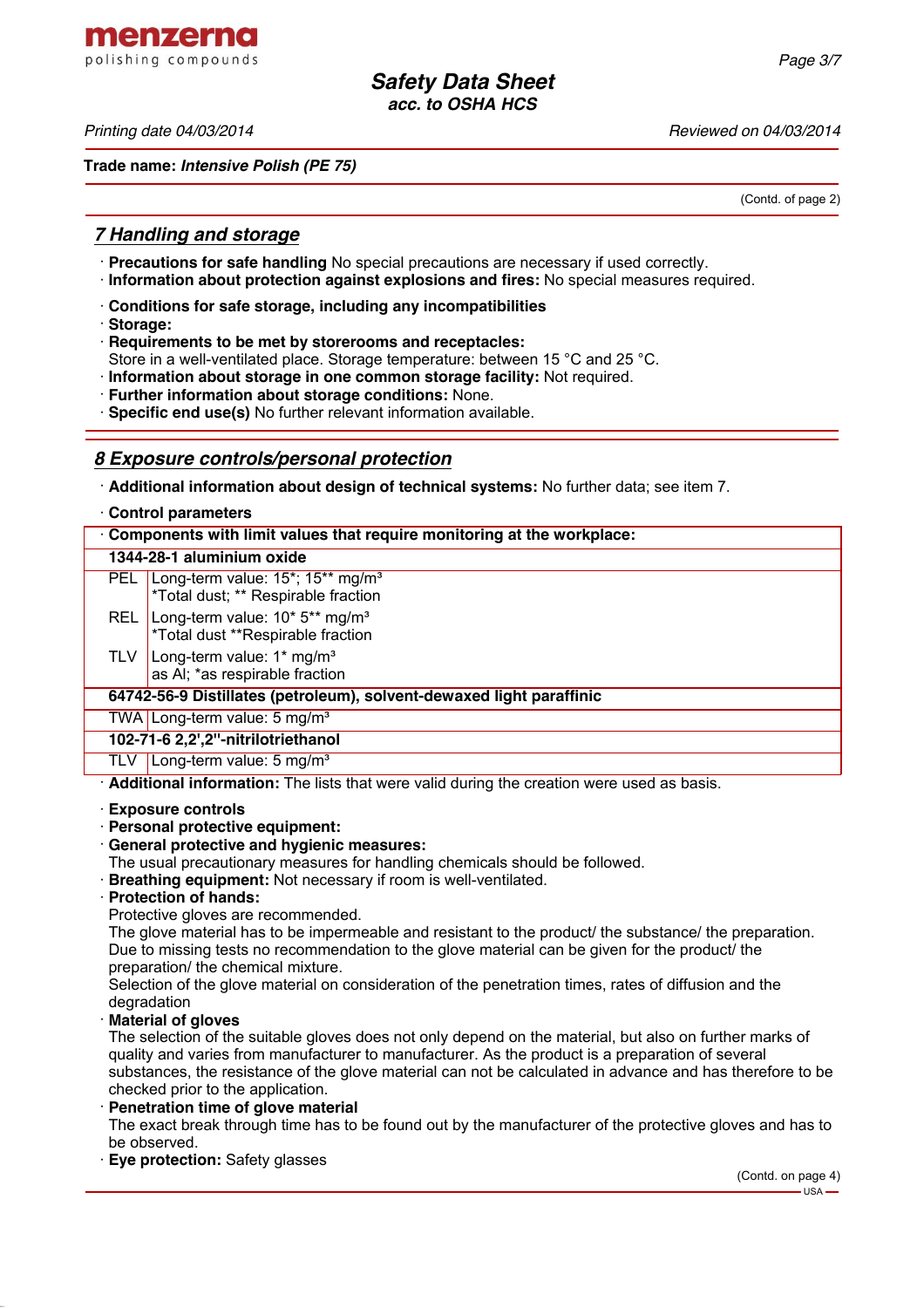Trade name: ***Intensive Polish (PE 75)***

(Contd. of page 2)

## *7 Handling and storage*

· **Precautions for safe handling** No special precautions are necessary if used correctly.
· **Information about protection against explosions and fires:** No special measures required.

· **Conditions for safe storage, including any incompatibilities**
· **Storage:**
· **Requirements to be met by storerooms and receptacles:**
Store in a well-ventilated place. Storage temperature: between 15 °C and 25 °C.
· **Information about storage in one common storage facility:** Not required.
· **Further information about storage conditions:** None.
· **Specific end use(s)** No further relevant information available.

## *8 Exposure controls/personal protection*

· **Additional information about design of technical systems:** No further data; see item 7.

· **Control parameters**

| · **Components with limit values that require monitoring at the workplace:** | |
|---|---|
| **1344-28-1 aluminium oxide** | |
| PEL | Long-term value: 15*; 15** mg/m³<br>*Total dust; ** Respirable fraction |
| REL | Long-term value: 10* 5** mg/m³<br>*Total dust **Respirable fraction |
| TLV | Long-term value: 1* mg/m³<br>as Al; *as respirable fraction |
| **64742-56-9 Distillates (petroleum), solvent-dewaxed light paraffinic** | |
| TWA | Long-term value: 5 mg/m³ |
| **102-71-6 2,2',2''-nitrilotriethanol** | |
| TLV | Long-term value: 5 mg/m³ |

· **Additional information:** The lists that were valid during the creation were used as basis.

· **Exposure controls**
· **Personal protective equipment:**
· **General protective and hygienic measures:**
The usual precautionary measures for handling chemicals should be followed.
· **Breathing equipment:** Not necessary if room is well-ventilated.
· **Protection of hands:**
Protective gloves are recommended.
The glove material has to be impermeable and resistant to the product/ the substance/ the preparation.
Due to missing tests no recommendation to the glove material can be given for the product/ the preparation/ the chemical mixture.
Selection of the glove material on consideration of the penetration times, rates of diffusion and the degradation
· **Material of gloves**
The selection of the suitable gloves does not only depend on the material, but also on further marks of quality and varies from manufacturer to manufacturer. As the product is a preparation of several substances, the resistance of the glove material can not be calculated in advance and has therefore to be checked prior to the application.
· **Penetration time of glove material**
The exact break through time has to be found out by the manufacturer of the protective gloves and has to be observed.
· **Eye protection:** Safety glasses

(Contd. on page 4)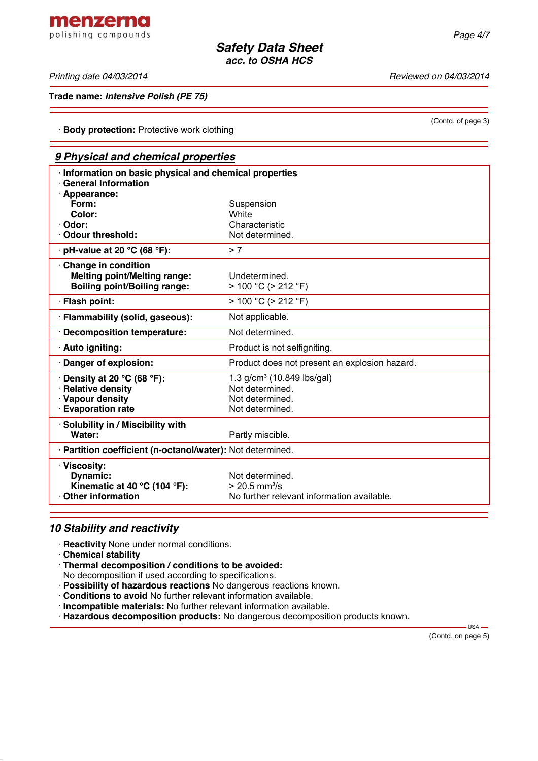**Trade name:** ***Intensive Polish (PE 75)***

(Contd. of page 3)

· **Body protection:** Protective work clothing

## *9 Physical and chemical properties*

| · **Information on basic physical and chemical properties** | |
|---|---|
| · **General Information** | |
| · **Appearance:** | |
| **Form:** | Suspension |
| **Color:** | White |
| · **Odor:** | Characteristic |
| · **Odour threshold:** | Not determined. |
| · **pH-value at 20 °C (68 °F):** | > 7 |
| · **Change in condition** | |
| **Melting point/Melting range:** | Undetermined. |
| **Boiling point/Boiling range:** | > 100 °C (> 212 °F) |
| · **Flash point:** | > 100 °C (> 212 °F) |
| · **Flammability (solid, gaseous):** | Not applicable. |
| · **Decomposition temperature:** | Not determined. |
| · **Auto igniting:** | Product is not selfigniting. |
| · **Danger of explosion:** | Product does not present an explosion hazard. |
| · **Density at 20 °C (68 °F):** | 1.3 g/cm³ (10.849 lbs/gal) |
| · **Relative density** | Not determined. |
| · **Vapour density** | Not determined. |
| · **Evaporation rate** | Not determined. |
| · **Solubility in / Miscibility with** | |
| **Water:** | Partly miscible. |
| · **Partition coefficient (n-octanol/water):** | Not determined. |
| · **Viscosity:** | |
| **Dynamic:** | Not determined. |
| **Kinematic at 40 °C (104 °F):** | > 20.5 mm²/s |
| · **Other information** | No further relevant information available. |

## *10 Stability and reactivity*

· **Reactivity** None under normal conditions.
· **Chemical stability**
· **Thermal decomposition / conditions to be avoided:**
No decomposition if used according to specifications.
· **Possibility of hazardous reactions** No dangerous reactions known.
· **Conditions to avoid** No further relevant information available.
· **Incompatible materials:** No further relevant information available.
· **Hazardous decomposition products:** No dangerous decomposition products known.

(Contd. on page 5)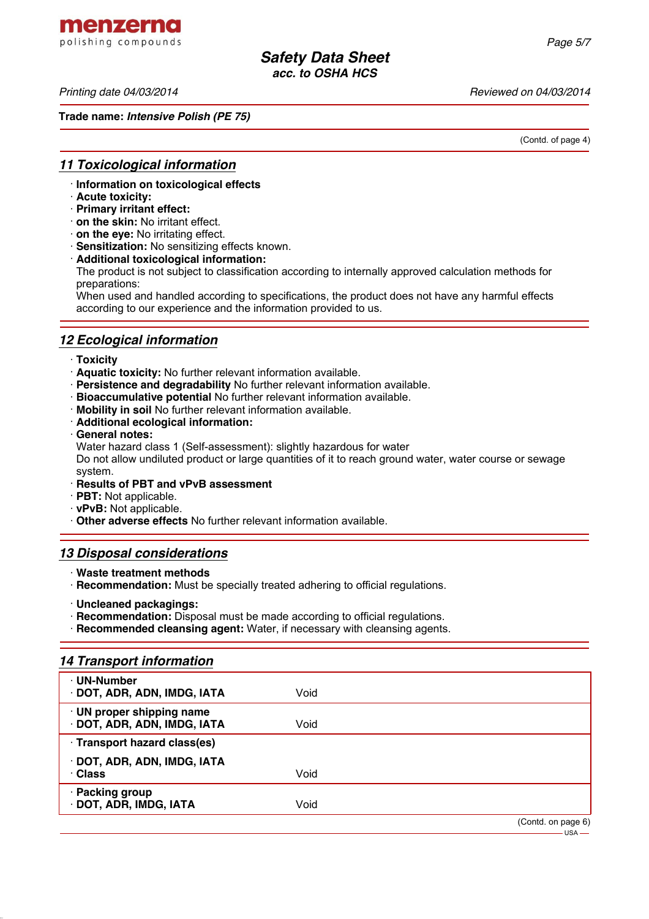**Trade name:** ***Intensive Polish (PE 75)***

(Contd. of page 4)

## *11 Toxicological information*

- **Information on toxicological effects**
- **Acute toxicity:**
- **Primary irritant effect:**
- **on the skin:** No irritant effect.
- **on the eye:** No irritating effect.
- **Sensitization:** No sensitizing effects known.
- **Additional toxicological information:**
  The product is not subject to classification according to internally approved calculation methods for preparations:
  When used and handled according to specifications, the product does not have any harmful effects according to our experience and the information provided to us.

## *12 Ecological information*

- **Toxicity**
- **Aquatic toxicity:** No further relevant information available.
- **Persistence and degradability** No further relevant information available.
- **Bioaccumulative potential** No further relevant information available.
- **Mobility in soil** No further relevant information available.
- **Additional ecological information:**
- **General notes:**
  Water hazard class 1 (Self-assessment): slightly hazardous for water
  Do not allow undiluted product or large quantities of it to reach ground water, water course or sewage system.
- **Results of PBT and vPvB assessment**
- **PBT:** Not applicable.
- **vPvB:** Not applicable.
- **Other adverse effects** No further relevant information available.

## *13 Disposal considerations*

- **Waste treatment methods**
- **Recommendation:** Must be specially treated adhering to official regulations.

- **Uncleaned packagings:**
- **Recommendation:** Disposal must be made according to official regulations.
- **Recommended cleansing agent:** Water, if necessary with cleansing agents.

## *14 Transport information*

| | |
|---|---|
| **· UN-Number**<br>**· DOT, ADR, ADN, IMDG, IATA** | Void |
| **· UN proper shipping name**<br>**· DOT, ADR, ADN, IMDG, IATA** | Void |
| **· Transport hazard class(es)**<br>**· DOT, ADR, ADN, IMDG, IATA**<br>**· Class** | Void |
| **· Packing group**<br>**· DOT, ADR, IMDG, IATA** | Void |

(Contd. on page 6)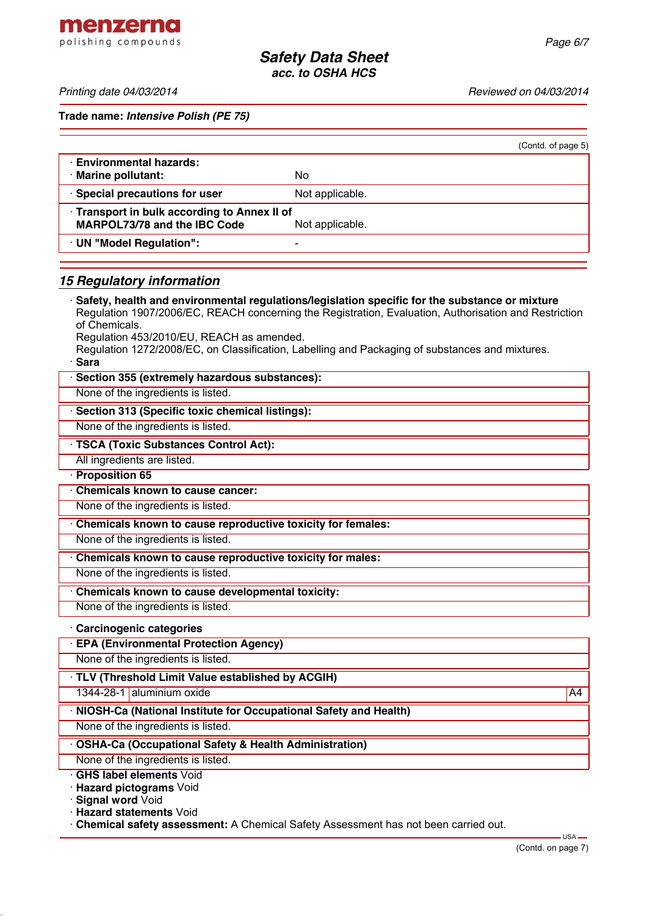(Contd. of page 5)

| | |
|---|---|
| · **Environmental hazards:** | |
| · **Marine pollutant:** | No |
| · **Special precautions for user** | Not applicable. |
| · **Transport in bulk according to Annex II of MARPOL73/78 and the IBC Code** | Not applicable. |
| · **UN "Model Regulation":** | - |

## *15 Regulatory information*

· **Safety, health and environmental regulations/legislation specific for the substance or mixture**
Regulation 1907/2006/EC, REACH concerning the Registration, Evaluation, Authorisation and Restriction of Chemicals.
Regulation 453/2010/EU, REACH as amended.
Regulation 1272/2008/EC, on Classification, Labelling and Packaging of substances and mixtures.

· **Sara**

· **Section 355 (extremely hazardous substances):**
None of the ingredients is listed.

· **Section 313 (Specific toxic chemical listings):**
None of the ingredients is listed.

· **TSCA (Toxic Substances Control Act):**
All ingredients are listed.

· **Proposition 65**

· **Chemicals known to cause cancer:**
None of the ingredients is listed.

· **Chemicals known to cause reproductive toxicity for females:**
None of the ingredients is listed.

· **Chemicals known to cause reproductive toxicity for males:**
None of the ingredients is listed.

· **Chemicals known to cause developmental toxicity:**
None of the ingredients is listed.

· **Carcinogenic categories**

· **EPA (Environmental Protection Agency)**
None of the ingredients is listed.

· **TLV (Threshold Limit Value established by ACGIH)**

| | | |
|---|---|---|
| 1344-28-1 | aluminium oxide | A4 |

· **NIOSH-Ca (National Institute for Occupational Safety and Health)**
None of the ingredients is listed.

· **OSHA-Ca (Occupational Safety & Health Administration)**
None of the ingredients is listed.

· **GHS label elements** Void
· **Hazard pictograms** Void
· **Signal word** Void
· **Hazard statements** Void
· **Chemical safety assessment:** A Chemical Safety Assessment has not been carried out.

(Contd. on page 7)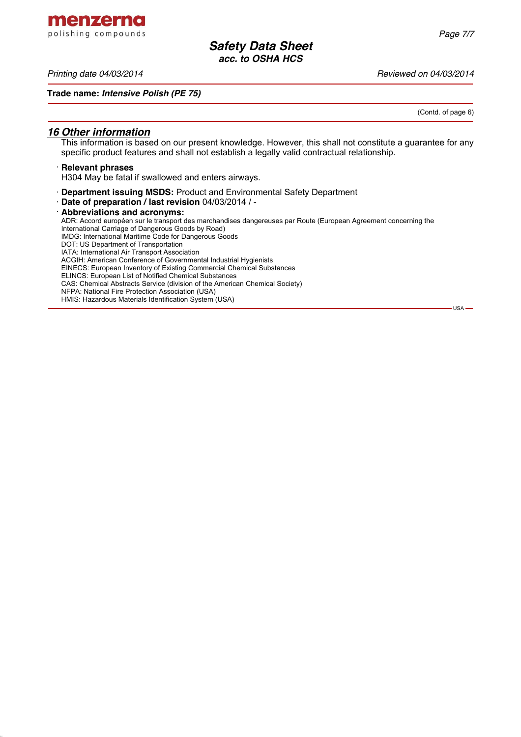**Trade name:** ***Intensive Polish (PE 75)***

(Contd. of page 6)

## *16 Other information*

This information is based on our present knowledge. However, this shall not constitute a guarantee for any specific product features and shall not establish a legally valid contractual relationship.

· **Relevant phrases**
H304 May be fatal if swallowed and enters airways.

· **Department issuing MSDS:** Product and Environmental Safety Department
· **Date of preparation / last revision** 04/03/2014 / -
· **Abbreviations and acronyms:**
ADR: Accord européen sur le transport des marchandises dangereuses par Route (European Agreement concerning the International Carriage of Dangerous Goods by Road)
IMDG: International Maritime Code for Dangerous Goods
DOT: US Department of Transportation
IATA: International Air Transport Association
ACGIH: American Conference of Governmental Industrial Hygienists
EINECS: European Inventory of Existing Commercial Chemical Substances
ELINCS: European List of Notified Chemical Substances
CAS: Chemical Abstracts Service (division of the American Chemical Society)
NFPA: National Fire Protection Association (USA)
HMIS: Hazardous Materials Identification System (USA)

USA